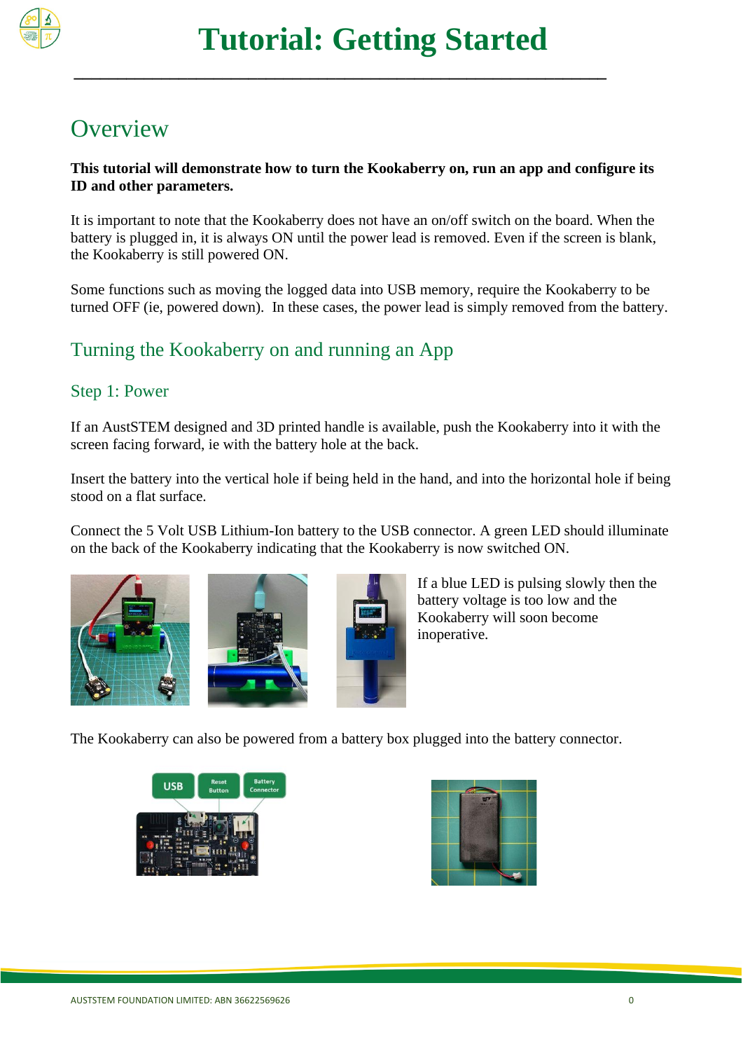# Tutorial: Getting Started

## Overview

**This tutorial will demonstrate how to turn the Kookaberry on, run an app and configure its ID and other parameters.**

It is important to note that the Kookaberry does not have an on/off switch on the board. When the battery is plugged in, it is always ON until the power lead is removed. Even if the screen is blank, the Kookaberry is still powered ON.

Some functions such as moving the logged data into USB memory, require the Kookaberry to be turned OFF (ie, powered down). In these cases, the power lead is simply removed from the battery.

## Turning the Kookaberry on and running an App

### Step 1: Power

If an AustSTEM designed and 3D printed handle is available, push the Kookaberry into it with the screen facing forward, ie with the battery hole at the back.

Insert the battery into the vertical hole if being held in the hand, and into the horizontal hole if being stood on a flat surface.

Connect the 5 Volt USB Lithium-Ion battery to the USB connector. A green LED should illuminate on the back of the Kookaberry indicating that the Kookaberry is now switched ON.

If a blue LED is pulsing slowly then the battery voltage is too low and the Kookaberry will soon become inoperative.

The Kookaberry can also be powered from a battery box plugged into the battery connector.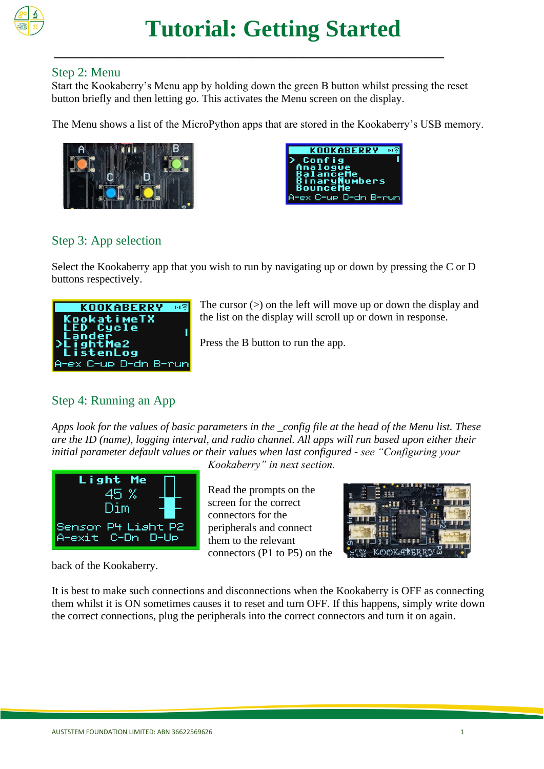# Tutorial: Getting Started

## Step 2: Menu

Start the Kookaberry's Menu app by holding down the green B button whilst pressing the reset button briefly and then letting go. This activates the Menu screen on the display.

The Menu shows a list of the MicroPython apps that are stored in the Kookaberry's USB memory.

## Step 3: App selection

Select the Kookaberry app that you wish to run by navigating up or down by pressing the C or D buttons respectively.

The cursor (>) on the left will move up or down the display and the list on the display will scroll up or down in response.

Press the B button to run the app.

## Step 4: Running an App

*Apps look for the values of basic parameters in the _config file at the head of the Menu list. These are the ID (name), logging interval, and radio channel. All apps will run based upon either their initial parameter default values or their values when last configured - see "Configuring your Kookaberry" in next section.*

Read the prompts on the screen for the correct connectors for the peripherals and connect them to the relevant connectors (P1 to P5) on the back of the Kookaberry.

It is best to make such connections and disconnections when the Kookaberry is OFF as connecting them whilst it is ON sometimes causes it to reset and turn OFF. If this happens, simply write down the correct connections, plug the peripherals into the correct connectors and turn it on again.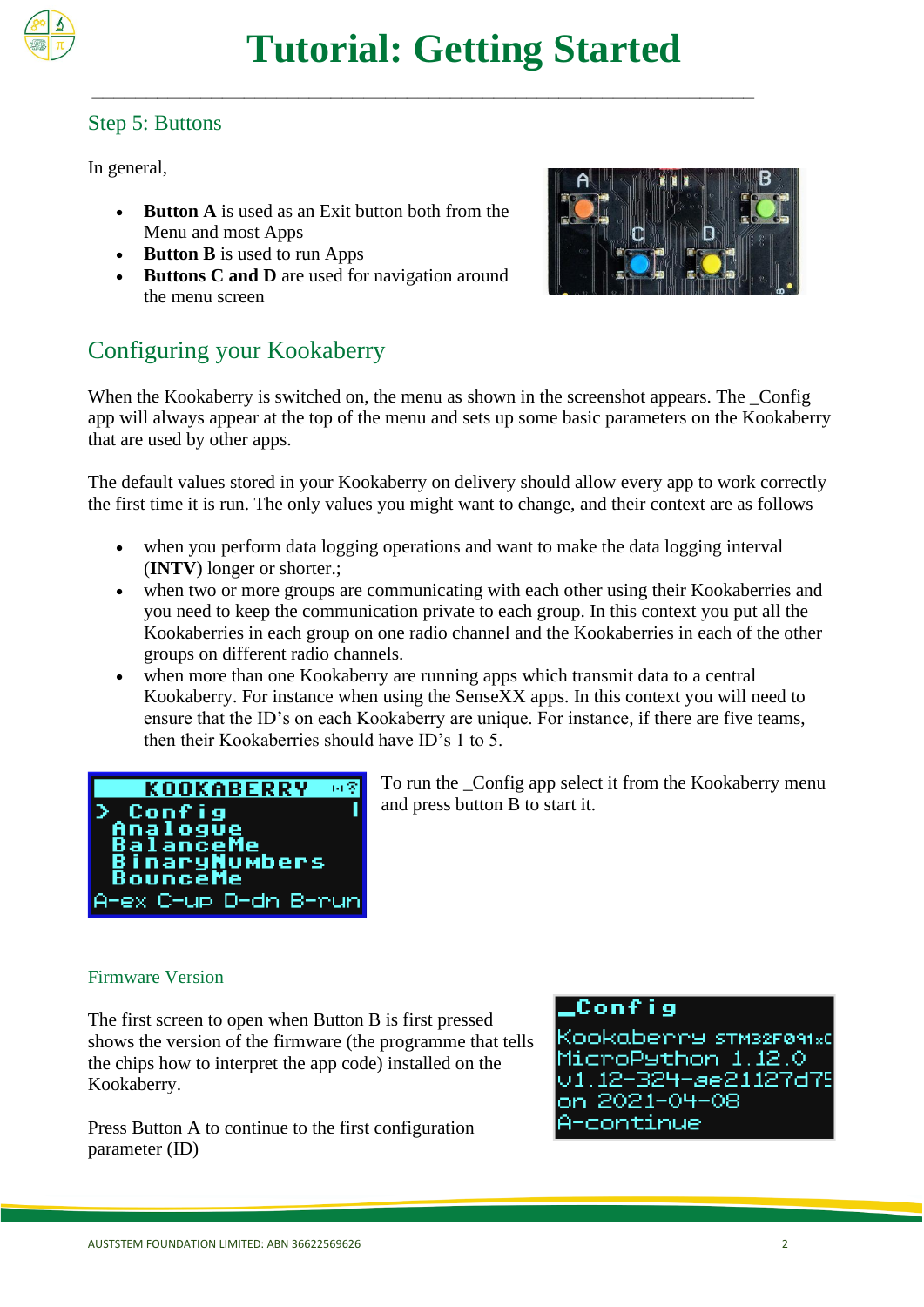# Tutorial: Getting Started

## Step 5: Buttons

In general,

- **Button A** is used as an Exit button both from the Menu and most Apps
- **Button B** is used to run Apps
- **Buttons C and D** are used for navigation around the menu screen

## Configuring your Kookaberry

When the Kookaberry is switched on, the menu as shown in the screenshot appears. The _Config app will always appear at the top of the menu and sets up some basic parameters on the Kookaberry that are used by other apps.

The default values stored in your Kookaberry on delivery should allow every app to work correctly the first time it is run. The only values you might want to change, and their context are as follows

- when you perform data logging operations and want to make the data logging interval (**INTV**) longer or shorter.;
- when two or more groups are communicating with each other using their Kookaberries and you need to keep the communication private to each group. In this context you put all the Kookaberries in each group on one radio channel and the Kookaberries in each of the other groups on different radio channels.
- when more than one Kookaberry are running apps which transmit data to a central Kookaberry. For instance when using the SenseXX apps. In this context you will need to ensure that the ID's on each Kookaberry are unique. For instance, if there are five teams, then their Kookaberries should have ID's 1 to 5.

To run the _Config app select it from the Kookaberry menu and press button B to start it.

### Firmware Version

The first screen to open when Button B is first pressed shows the version of the firmware (the programme that tells the chips how to interpret the app code) installed on the Kookaberry.

Press Button A to continue to the first configuration parameter (ID)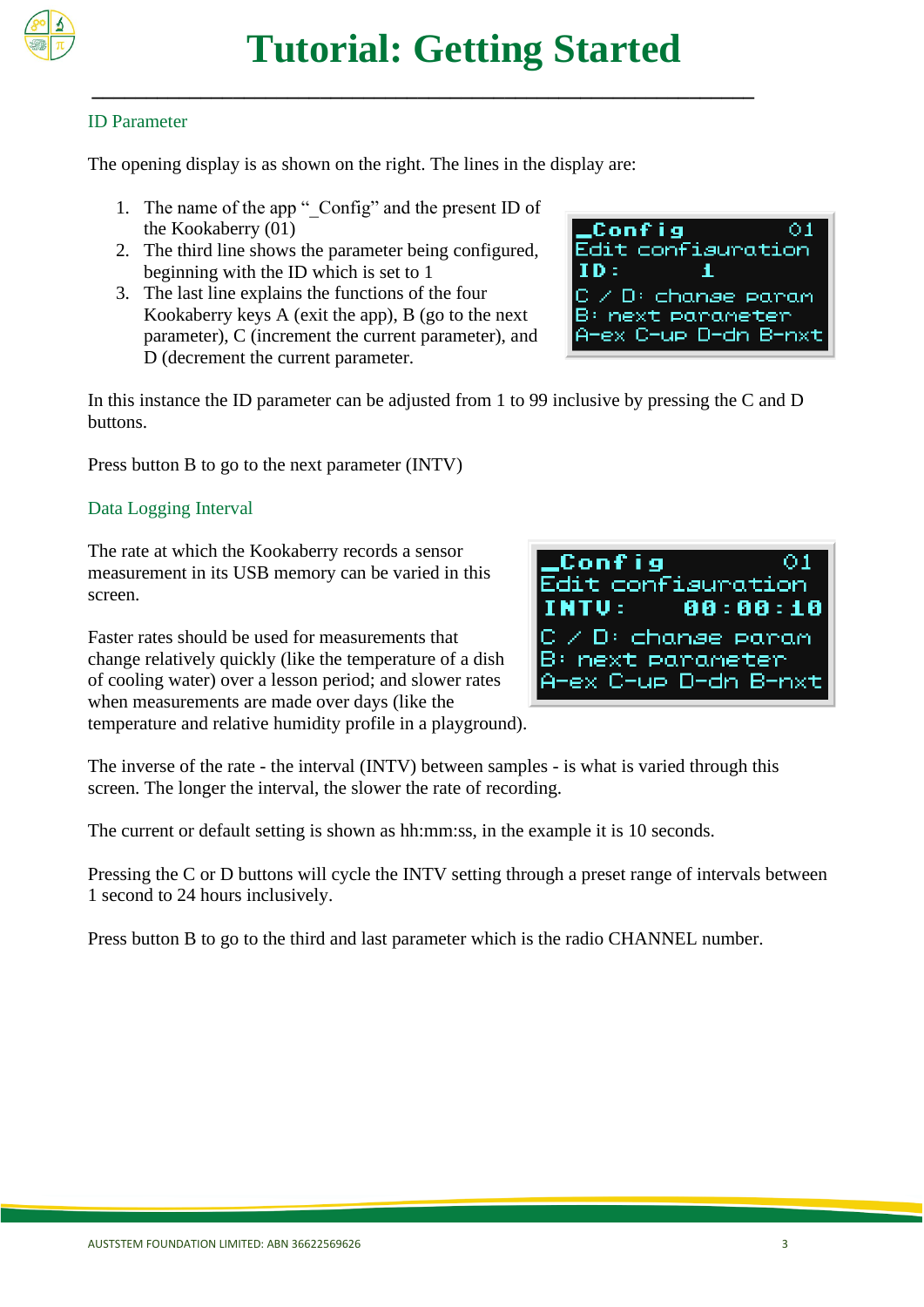# Tutorial: Getting Started

## ID Parameter

The opening display is as shown on the right. The lines in the display are:

1. The name of the app "_Config" and the present ID of the Kookaberry (01)
2. The third line shows the parameter being configured, beginning with the ID which is set to 1
3. The last line explains the functions of the four Kookaberry keys A (exit the app), B (go to the next parameter), C (increment the current parameter), and D (decrement the current parameter).

```
_Config          01
Edit configuration
ID:      1
C / D: change param
B: next parameter
A-ex C-up D-dn B-nxt
```

In this instance the ID parameter can be adjusted from 1 to 99 inclusive by pressing the C and D buttons.

Press button B to go to the next parameter (INTV)

## Data Logging Interval

The rate at which the Kookaberry records a sensor measurement in its USB memory can be varied in this screen.

Faster rates should be used for measurements that change relatively quickly (like the temperature of a dish of cooling water) over a lesson period; and slower rates when measurements are made over days (like the temperature and relative humidity profile in a playground).

```
_Config          01
Edit configuration
INTV:     00:00:10
C / D: change param
B: next parameter
A-ex C-up D-dn B-nxt
```

The inverse of the rate - the interval (INTV) between samples - is what is varied through this screen. The longer the interval, the slower the rate of recording.

The current or default setting is shown as hh:mm:ss, in the example it is 10 seconds.

Pressing the C or D buttons will cycle the INTV setting through a preset range of intervals between 1 second to 24 hours inclusively.

Press button B to go to the third and last parameter which is the radio CHANNEL number.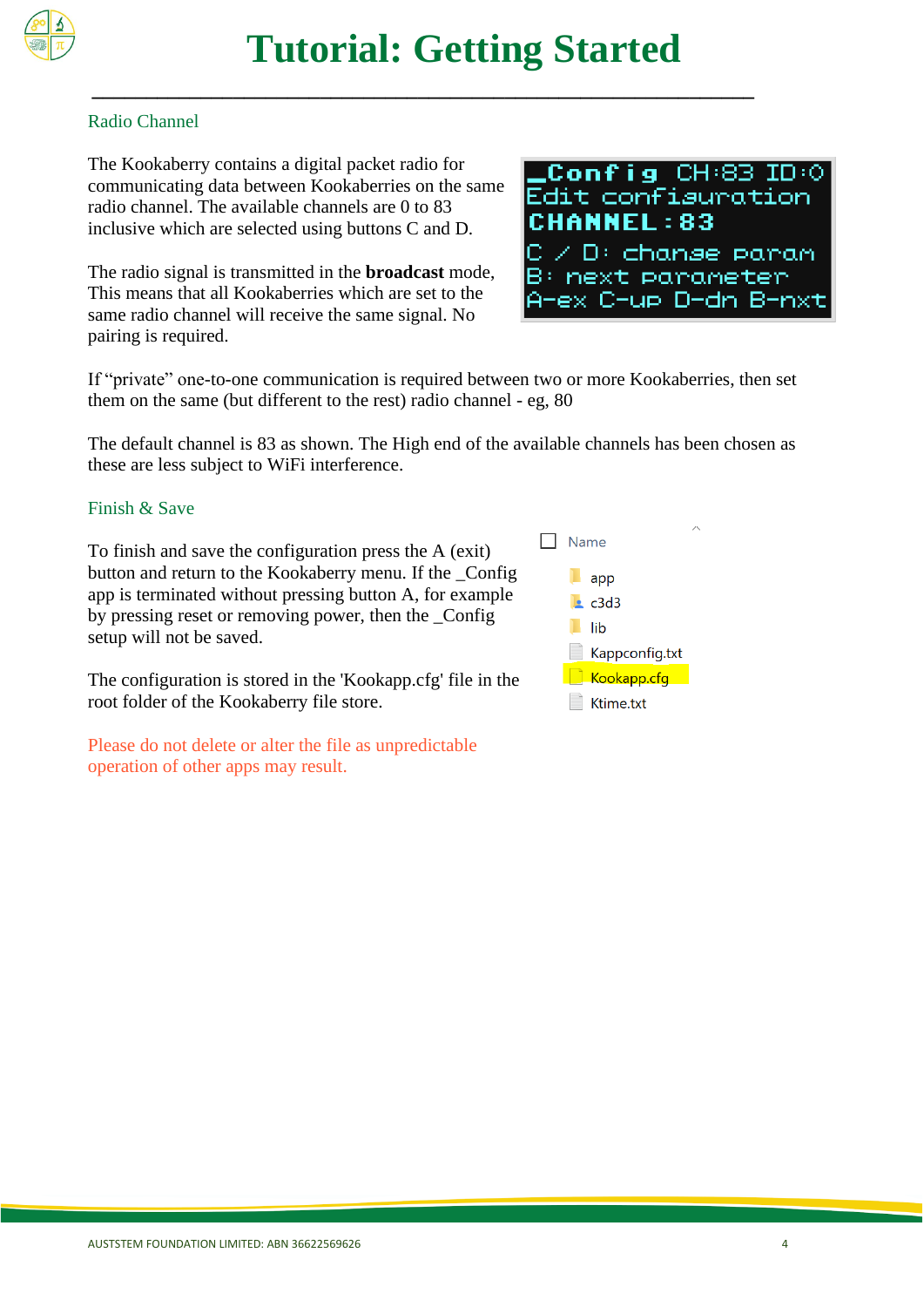# Tutorial: Getting Started

## Radio Channel

The Kookaberry contains a digital packet radio for communicating data between Kookaberries on the same radio channel. The available channels are 0 to 83 inclusive which are selected using buttons C and D.

The radio signal is transmitted in the **broadcast** mode, This means that all Kookaberries which are set to the same radio channel will receive the same signal. No pairing is required.

```
_Config CH:83 ID:0
Edit configuration
CHANNEL:83
C / D: change param
B: next parameter
A-ex C-up D-dn B-nxt
```

If "private" one-to-one communication is required between two or more Kookaberries, then set them on the same (but different to the rest) radio channel - eg, 80

The default channel is 83 as shown. The High end of the available channels has been chosen as these are less subject to WiFi interference.

## Finish & Save

To finish and save the configuration press the A (exit) button and return to the Kookaberry menu. If the _Config app is terminated without pressing button A, for example by pressing reset or removing power, then the _Config setup will not be saved.

The configuration is stored in the 'Kookapp.cfg' file in the root folder of the Kookaberry file store.

Name
- app
- c3d3
- lib
- Kappconfig.txt
- Kookapp.cfg
- Ktime.txt

Please do not delete or alter the file as unpredictable operation of other apps may result.

AUSTSTEM FOUNDATION LIMITED: ABN 36622569626